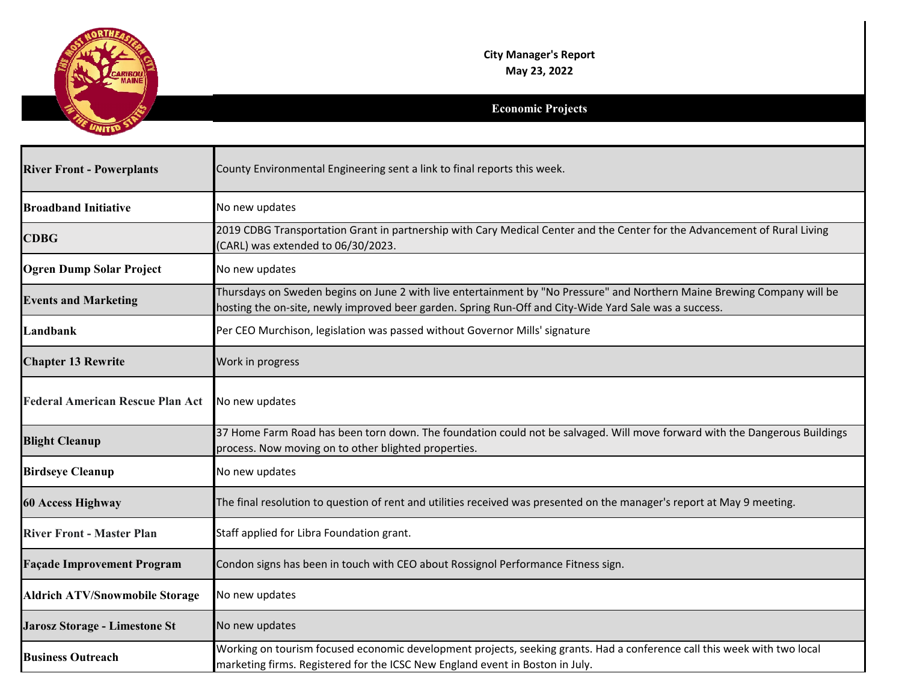# City Manager's Report

**May 23, 2022**

## Economic Projects

| | |
|---|---|
| **River Front - Powerplants** | County Environmental Engineering sent a link to final reports this week. |
| **Broadband Initiative** | No new updates |
| **CDBG** | 2019 CDBG Transportation Grant in partnership with Cary Medical Center and the Center for the Advancement of Rural Living (CARL) was extended to 06/30/2023. |
| **Ogren Dump Solar Project** | No new updates |
| **Events and Marketing** | Thursdays on Sweden begins on June 2 with live entertainment by "No Pressure" and Northern Maine Brewing Company will be hosting the on-site, newly improved beer garden. Spring Run-Off and City-Wide Yard Sale was a success. |
| **Landbank** | Per CEO Murchison, legislation was passed without Governor Mills' signature |
| **Chapter 13 Rewrite** | Work in progress |
| **Federal American Rescue Plan Act** | No new updates |
| **Blight Cleanup** | 37 Home Farm Road has been torn down. The foundation could not be salvaged. Will move forward with the Dangerous Buildings process. Now moving on to other blighted properties. |
| **Birdseye Cleanup** | No new updates |
| **60 Access Highway** | The final resolution to question of rent and utilities received was presented on the manager's report at May 9 meeting. |
| **River Front - Master Plan** | Staff applied for Libra Foundation grant. |
| **Façade Improvement Program** | Condon signs has been in touch with CEO about Rossignol Performance Fitness sign. |
| **Aldrich ATV/Snowmobile Storage** | No new updates |
| **Jarosz Storage - Limestone St** | No new updates |
| **Business Outreach** | Working on tourism focused economic development projects, seeking grants. Had a conference call this week with two local marketing firms. Registered for the ICSC New England event in Boston in July. |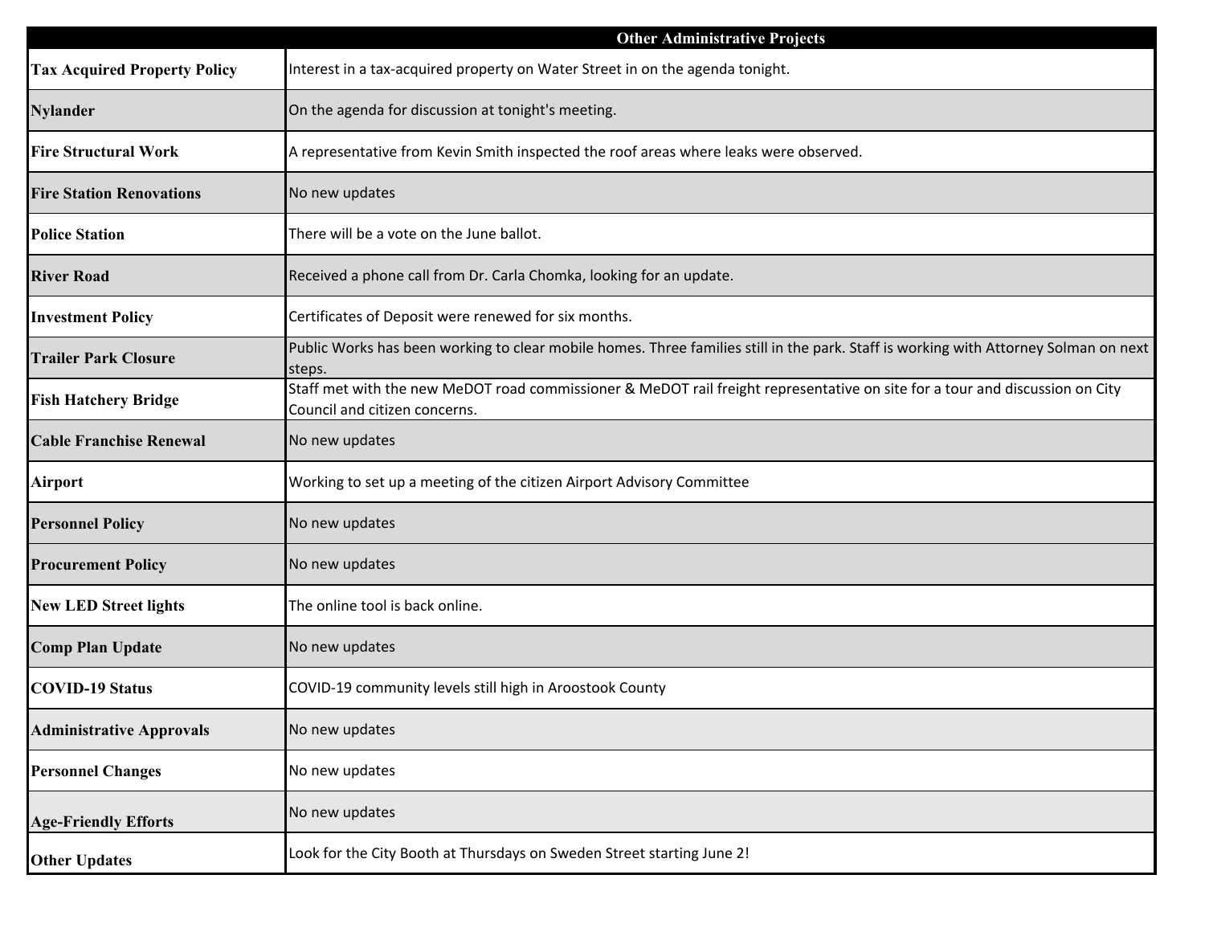| Other Administrative Projects | |
| --- | --- |
| **Tax Acquired Property Policy** | Interest in a tax-acquired property on Water Street in on the agenda tonight. |
| **Nylander** | On the agenda for discussion at tonight's meeting. |
| **Fire Structural Work** | A representative from Kevin Smith inspected the roof areas where leaks were observed. |
| **Fire Station Renovations** | No new updates |
| **Police Station** | There will be a vote on the June ballot. |
| **River Road** | Received a phone call from Dr. Carla Chomka, looking for an update. |
| **Investment Policy** | Certificates of Deposit were renewed for six months. |
| **Trailer Park Closure** | Public Works has been working to clear mobile homes. Three families still in the park. Staff is working with Attorney Solman on next steps. |
| **Fish Hatchery Bridge** | Staff met with the new MeDOT road commissioner & MeDOT rail freight representative on site for a tour and discussion on City Council and citizen concerns. |
| **Cable Franchise Renewal** | No new updates |
| **Airport** | Working to set up a meeting of the citizen Airport Advisory Committee |
| **Personnel Policy** | No new updates |
| **Procurement Policy** | No new updates |
| **New LED Street lights** | The online tool is back online. |
| **Comp Plan Update** | No new updates |
| **COVID-19 Status** | COVID-19 community levels still high in Aroostook County |
| **Administrative Approvals** | No new updates |
| **Personnel Changes** | No new updates |
| **Age-Friendly Efforts** | No new updates |
| **Other Updates** | Look for the City Booth at Thursdays on Sweden Street starting June 2! |